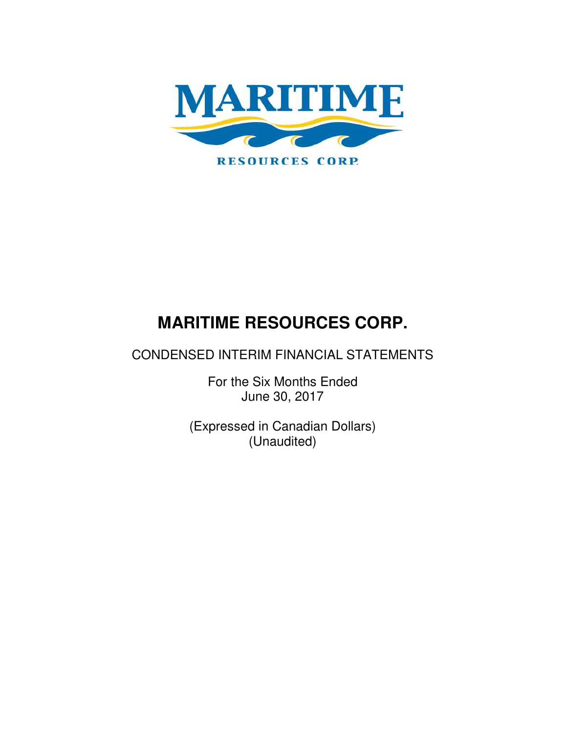# MARITIME RESOURCES CORP.

CONDENSED INTERIM FINANCIAL STATEMENTS

For the Six Months Ended
June 30, 2017

(Expressed in Canadian Dollars)
(Unaudited)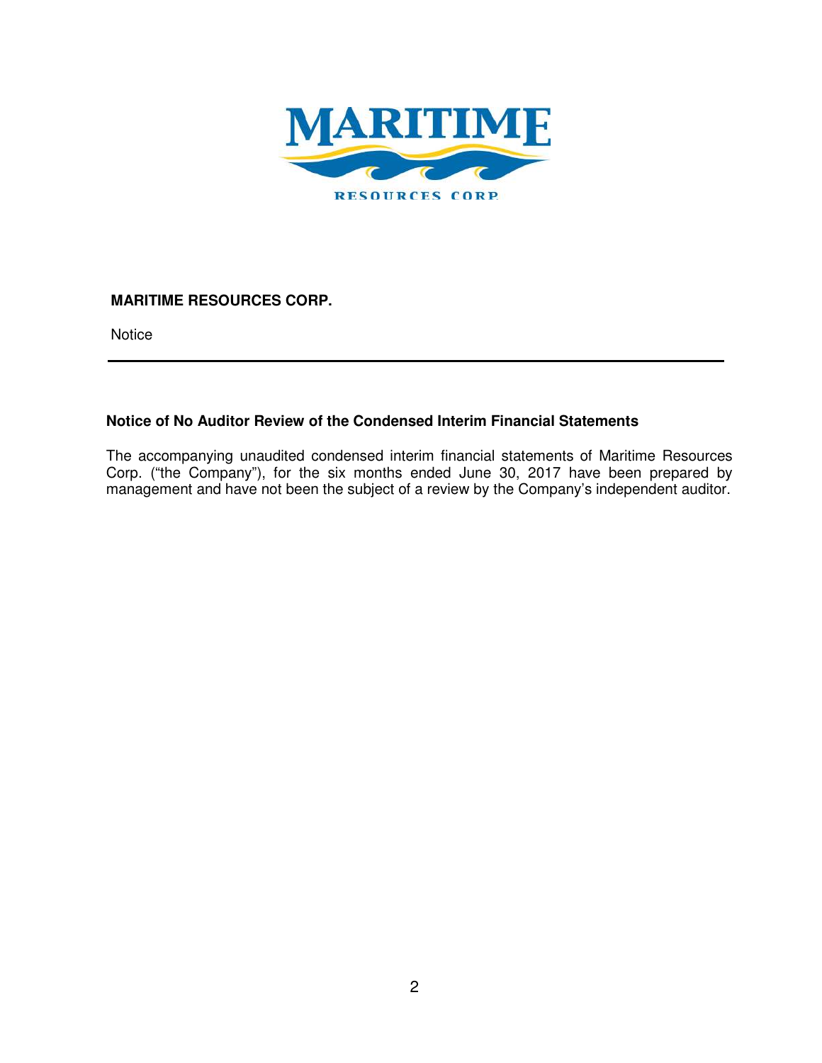**MARITIME RESOURCES CORP.**

Notice

---

**Notice of No Auditor Review of the Condensed Interim Financial Statements**

The accompanying unaudited condensed interim financial statements of Maritime Resources Corp. ("the Company"), for the six months ended June 30, 2017 have been prepared by management and have not been the subject of a review by the Company's independent auditor.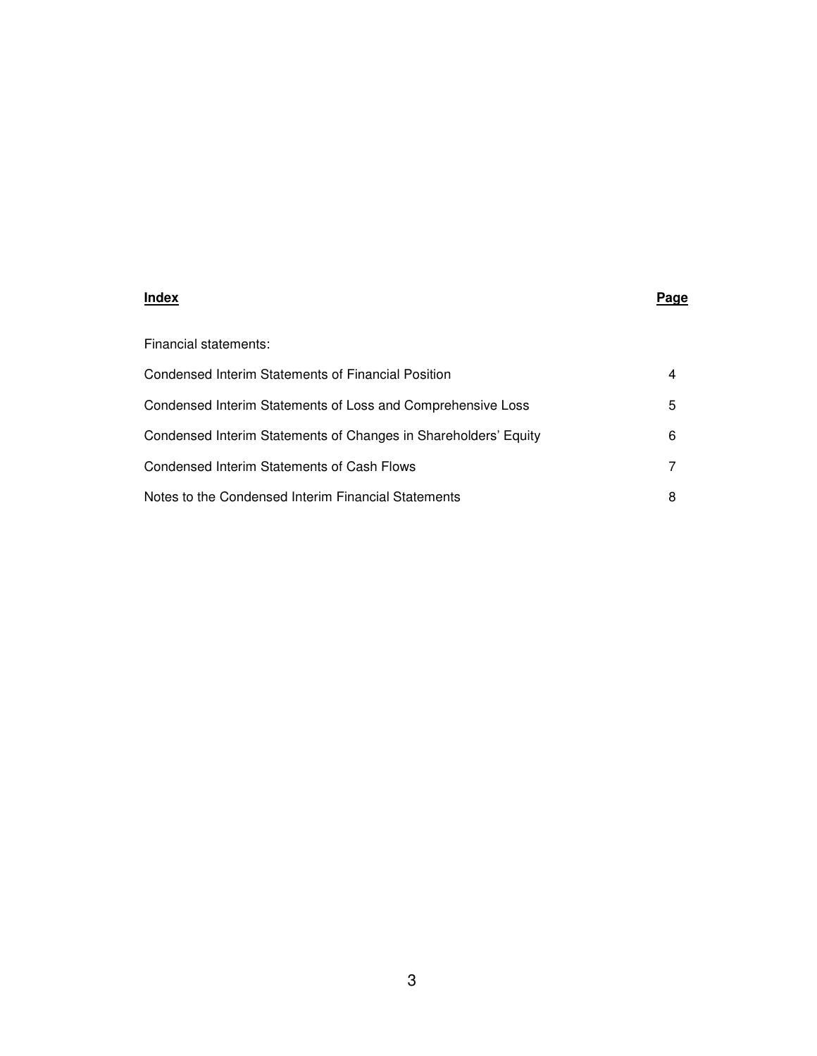| **Index** | **Page** |
|---|---|
| Financial statements: | |
| Condensed Interim Statements of Financial Position | 4 |
| Condensed Interim Statements of Loss and Comprehensive Loss | 5 |
| Condensed Interim Statements of Changes in Shareholders' Equity | 6 |
| Condensed Interim Statements of Cash Flows | 7 |
| Notes to the Condensed Interim Financial Statements | 8 |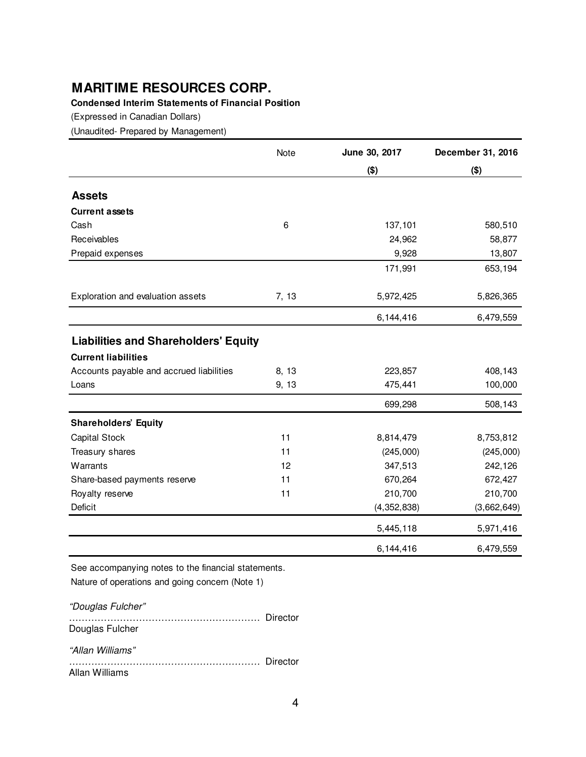# MARITIME RESOURCES CORP.

**Condensed Interim Statements of Financial Position**

(Expressed in Canadian Dollars)

(Unaudited- Prepared by Management)

| | Note | June 30, 2017 ($) | December 31, 2016 ($) |
|---|---|---|---|
| **Assets** | | | |
| **Current assets** | | | |
| Cash | 6 | 137,101 | 580,510 |
| Receivables | | 24,962 | 58,877 |
| Prepaid expenses | | 9,928 | 13,807 |
| | | 171,991 | 653,194 |
| Exploration and evaluation assets | 7, 13 | 5,972,425 | 5,826,365 |
| | | 6,144,416 | 6,479,559 |
| **Liabilities and Shareholders' Equity** | | | |
| **Current liabilities** | | | |
| Accounts payable and accrued liabilities | 8, 13 | 223,857 | 408,143 |
| Loans | 9, 13 | 475,441 | 100,000 |
| | | 699,298 | 508,143 |
| **Shareholders' Equity** | | | |
| Capital Stock | 11 | 8,814,479 | 8,753,812 |
| Treasury shares | 11 | (245,000) | (245,000) |
| Warrants | 12 | 347,513 | 242,126 |
| Share-based payments reserve | 11 | 670,264 | 672,427 |
| Royalty reserve | 11 | 210,700 | 210,700 |
| Deficit | | (4,352,838) | (3,662,649) |
| | | 5,445,118 | 5,971,416 |
| | | 6,144,416 | 6,479,559 |

See accompanying notes to the financial statements.

Nature of operations and going concern (Note 1)

*"Douglas Fulcher"*

………………………………………………… Director

Douglas Fulcher

*"Allan Williams"*

………………………………………………… Director

Allan Williams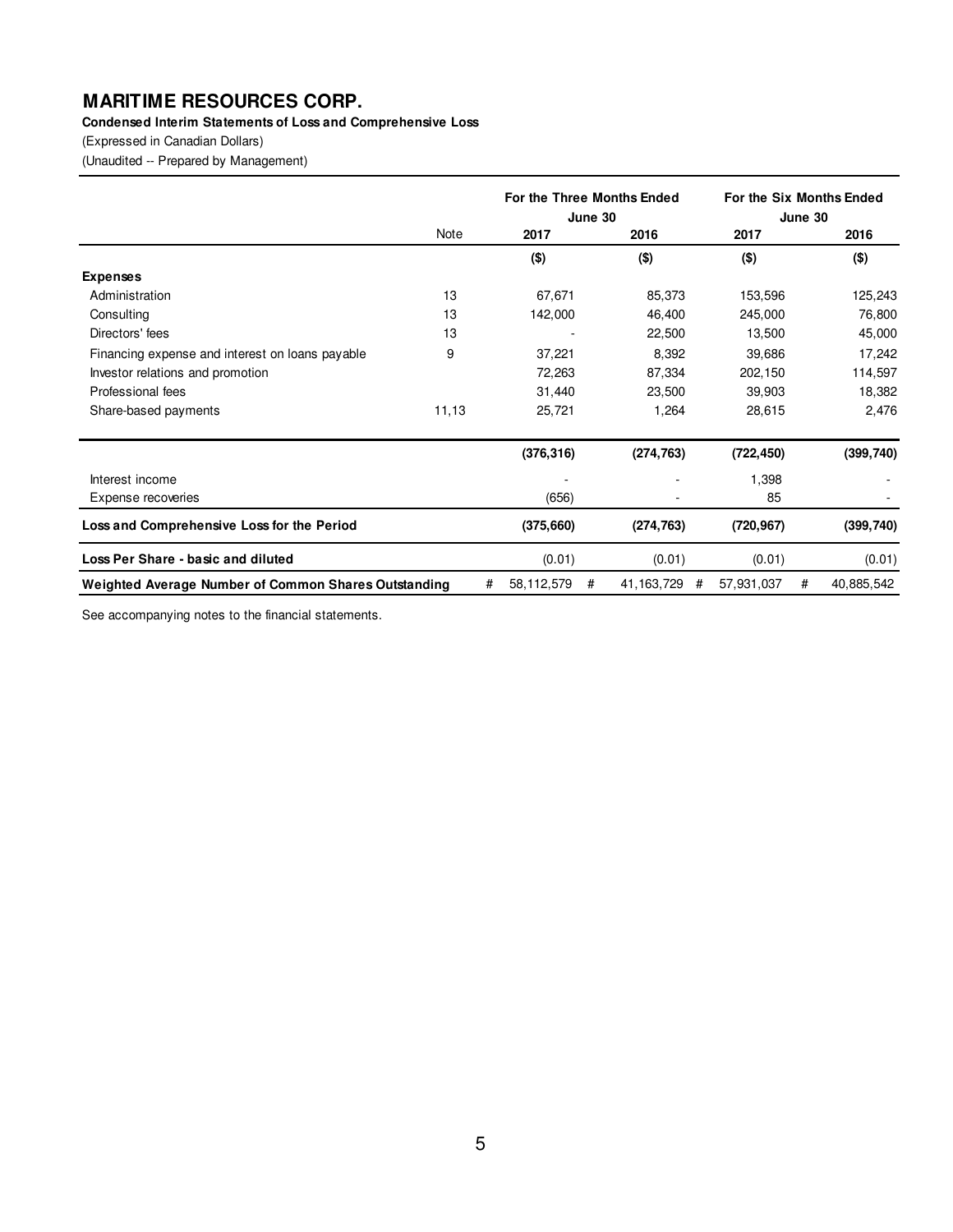# MARITIME RESOURCES CORP.

**Condensed Interim Statements of Loss and Comprehensive Loss**

(Expressed in Canadian Dollars)

(Unaudited -- Prepared by Management)

| | Note | For the Three Months Ended June 30 | | For the Six Months Ended June 30 | |
|---|---|---|---|---|---|
| | | 2017 | 2016 | 2017 | 2016 |
| | | ($) | ($) | ($) | ($) |
| **Expenses** | | | | | |
| Administration | 13 | 67,671 | 85,373 | 153,596 | 125,243 |
| Consulting | 13 | 142,000 | 46,400 | 245,000 | 76,800 |
| Directors' fees | 13 | - | 22,500 | 13,500 | 45,000 |
| Financing expense and interest on loans payable | 9 | 37,221 | 8,392 | 39,686 | 17,242 |
| Investor relations and promotion | | 72,263 | 87,334 | 202,150 | 114,597 |
| Professional fees | | 31,440 | 23,500 | 39,903 | 18,382 |
| Share-based payments | 11,13 | 25,721 | 1,264 | 28,615 | 2,476 |
| | | **(376,316)** | **(274,763)** | **(722,450)** | **(399,740)** |
| Interest income | | - | - | 1,398 | - |
| Expense recoveries | | (656) | - | 85 | - |
| **Loss and Comprehensive Loss for the Period** | | **(375,660)** | **(274,763)** | **(720,967)** | **(399,740)** |
| **Loss Per Share - basic and diluted** | | (0.01) | (0.01) | (0.01) | (0.01) |
| **Weighted Average Number of Common Shares Outstanding** | | # 58,112,579 | # 41,163,729 | # 57,931,037 | # 40,885,542 |

See accompanying notes to the financial statements.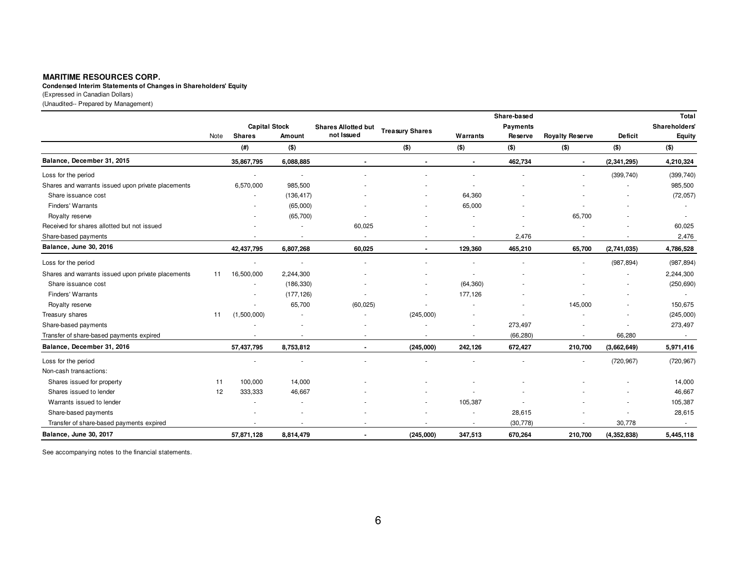**MARITIME RESOURCES CORP.**

**Condensed Interim Statements of Changes in Shareholders' Equity**

(Expressed in Canadian Dollars)

(Unaudited-- Prepared by Management)

| | Note | Capital Stock Shares | Capital Stock Amount | Shares Allotted but not Issued | Treasury Shares | Warrants | Share-based Payments Reserve | Royalty Reserve | Deficit | Total Shareholders' Equity |
|---|---|---|---|---|---|---|---|---|---|---|
| | | (#) | ($) | | ($) | ($) | ($) | ($) | ($) | ($) |
| **Balance, December 31, 2015** | | **35,867,795** | **6,088,885** | **-** | **-** | **-** | **462,734** | **-** | **(2,341,295)** | **4,210,324** |
| Loss for the period | | - | - | - | - | - | - | - | (399,740) | (399,740) |
| Shares and warrants issued upon private placements | | 6,570,000 | 985,500 | - | - | - | - | - | - | 985,500 |
| Share issuance cost | | - | (136,417) | - | - | 64,360 | - | - | - | (72,057) |
| Finders' Warrants | | - | (65,000) | - | - | 65,000 | - | - | - | - |
| Royalty reserve | | - | (65,700) | - | - | - | - | 65,700 | - | - |
| Received for shares allotted but not issued | | - | - | 60,025 | - | - | - | - | - | 60,025 |
| Share-based payments | | - | - | - | - | - | 2,476 | - | - | 2,476 |
| **Balance, June 30, 2016** | | **42,437,795** | **6,807,268** | **60,025** | **-** | **129,360** | **465,210** | **65,700** | **(2,741,035)** | **4,786,528** |
| Loss for the period | | - | - | - | - | - | - | - | (987,894) | (987,894) |
| Shares and warrants issued upon private placements | 11 | 16,500,000 | 2,244,300 | - | - | - | - | - | - | 2,244,300 |
| Share issuance cost | | - | (186,330) | - | - | (64,360) | - | - | - | (250,690) |
| Finders' Warrants | | - | (177,126) | - | - | 177,126 | - | - | - | - |
| Royalty reserve | | - | 65,700 | (60,025) | - | - | - | 145,000 | - | 150,675 |
| Treasury shares | 11 | (1,500,000) | - | - | (245,000) | - | - | - | - | (245,000) |
| Share-based payments | | - | - | - | - | - | 273,497 | - | - | 273,497 |
| Transfer of share-based payments expired | | - | - | - | - | - | (66,280) | - | 66,280 | - |
| **Balance, December 31, 2016** | | **57,437,795** | **8,753,812** | **-** | **(245,000)** | **242,126** | **672,427** | **210,700** | **(3,662,649)** | **5,971,416** |
| Loss for the period | | - | - | - | - | - | - | - | (720,967) | (720,967) |
| Non-cash transactions: | | | | | | | | | | |
| Shares issued for property | 11 | 100,000 | 14,000 | - | - | - | - | - | - | 14,000 |
| Shares issued to lender | 12 | 333,333 | 46,667 | - | - | - | - | - | - | 46,667 |
| Warrants issued to lender | | - | - | - | - | 105,387 | - | - | - | 105,387 |
| Share-based payments | | - | - | - | - | - | 28,615 | - | - | 28,615 |
| Transfer of share-based payments expired | | - | - | - | - | - | (30,778) | - | 30,778 | - |
| **Balance, June 30, 2017** | | **57,871,128** | **8,814,479** | **-** | **(245,000)** | **347,513** | **670,264** | **210,700** | **(4,352,838)** | **5,445,118** |

See accompanying notes to the financial statements.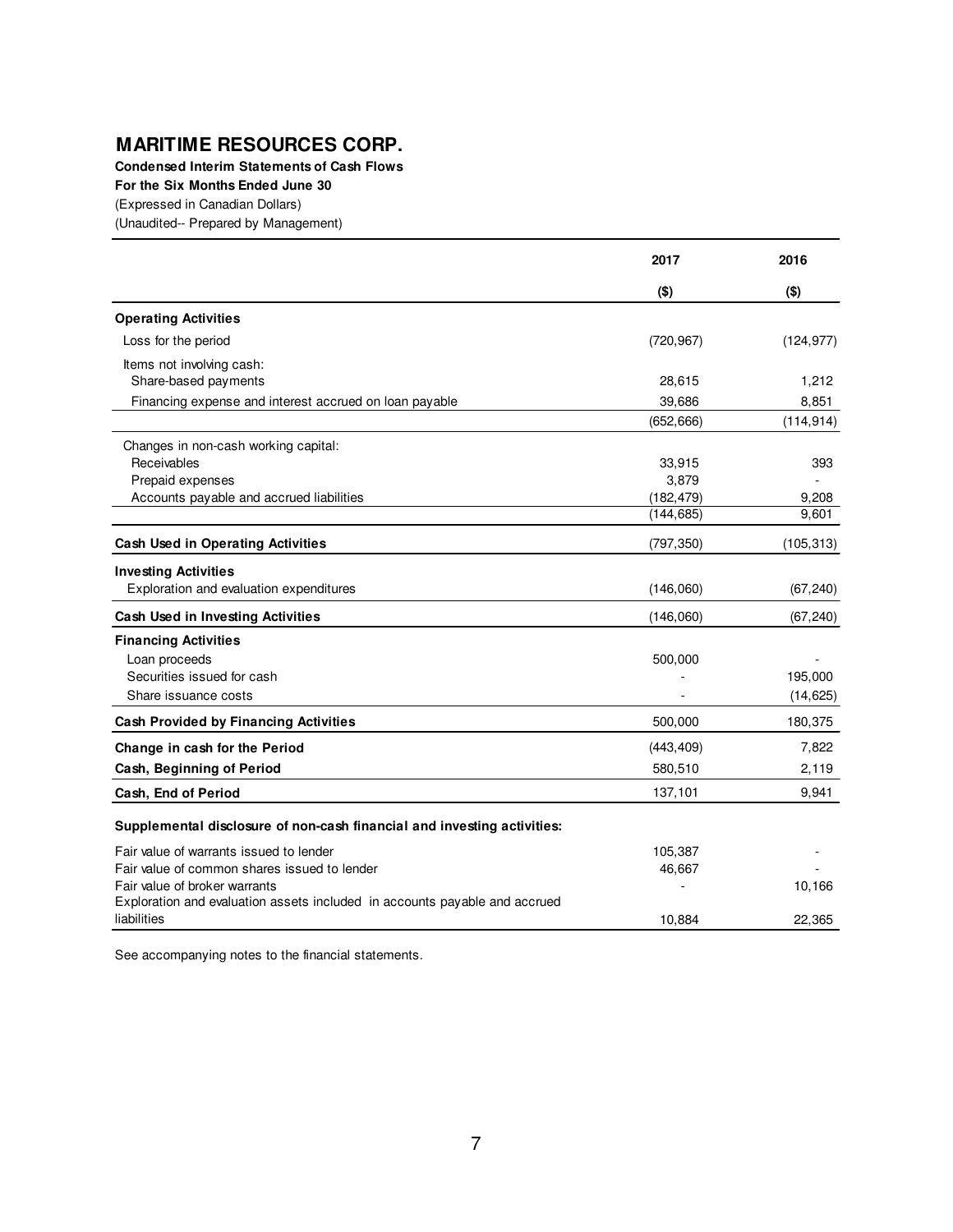# MARITIME RESOURCES CORP.

**Condensed Interim Statements of Cash Flows**
**For the Six Months Ended June 30**
(Expressed in Canadian Dollars)
(Unaudited-- Prepared by Management)

| | 2017 | 2016 |
|---|---|---|
| | **($)** | **($)** |
| **Operating Activities** | | |
| Loss for the period | (720,967) | (124,977) |
| Items not involving cash: | | |
| Share-based payments | 28,615 | 1,212 |
| Financing expense and interest accrued on loan payable | 39,686 | 8,851 |
| | (652,666) | (114,914) |
| Changes in non-cash working capital: | | |
| Receivables | 33,915 | 393 |
| Prepaid expenses | 3,879 | - |
| Accounts payable and accrued liabilities | (182,479) | 9,208 |
| | (144,685) | 9,601 |
| **Cash Used in Operating Activities** | (797,350) | (105,313) |
| **Investing Activities** | | |
| Exploration and evaluation expenditures | (146,060) | (67,240) |
| **Cash Used in Investing Activities** | (146,060) | (67,240) |
| **Financing Activities** | | |
| Loan proceeds | 500,000 | - |
| Securities issued for cash | - | 195,000 |
| Share issuance costs | - | (14,625) |
| **Cash Provided by Financing Activities** | 500,000 | 180,375 |
| **Change in cash for the Period** | (443,409) | 7,822 |
| **Cash, Beginning of Period** | 580,510 | 2,119 |
| **Cash, End of Period** | 137,101 | 9,941 |
| **Supplemental disclosure of non-cash financial and investing activities:** | | |
| Fair value of warrants issued to lender | 105,387 | - |
| Fair value of common shares issued to lender | 46,667 | - |
| Fair value of broker warrants | - | 10,166 |
| Exploration and evaluation assets included in accounts payable and accrued liabilities | 10,884 | 22,365 |

See accompanying notes to the financial statements.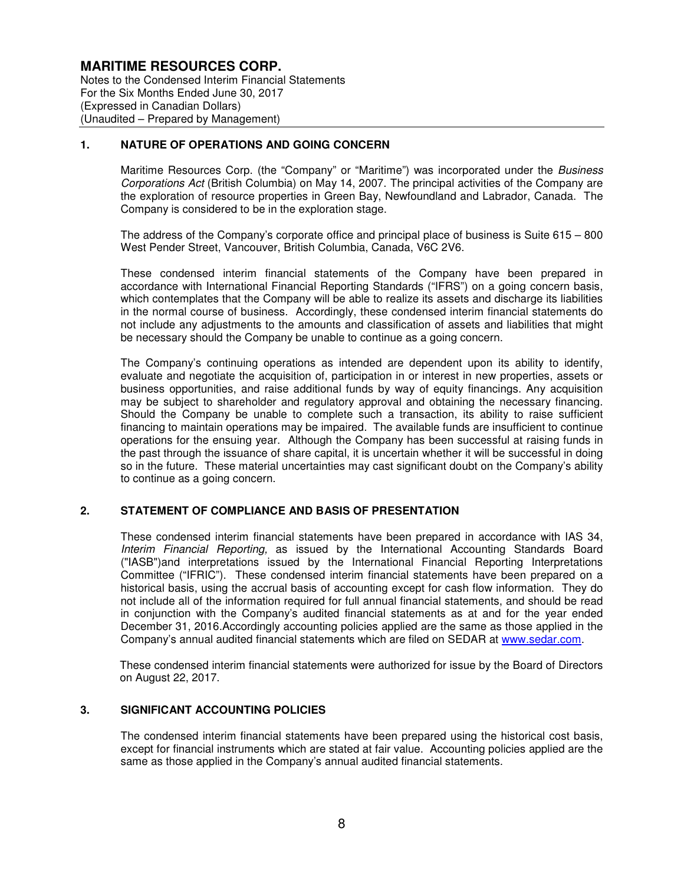# MARITIME RESOURCES CORP.

Notes to the Condensed Interim Financial Statements
For the Six Months Ended June 30, 2017
(Expressed in Canadian Dollars)
(Unaudited – Prepared by Management)

## 1. NATURE OF OPERATIONS AND GOING CONCERN

Maritime Resources Corp. (the "Company" or "Maritime") was incorporated under the *Business Corporations Act* (British Columbia) on May 14, 2007. The principal activities of the Company are the exploration of resource properties in Green Bay, Newfoundland and Labrador, Canada. The Company is considered to be in the exploration stage.

The address of the Company's corporate office and principal place of business is Suite 615 – 800 West Pender Street, Vancouver, British Columbia, Canada, V6C 2V6.

These condensed interim financial statements of the Company have been prepared in accordance with International Financial Reporting Standards ("IFRS") on a going concern basis, which contemplates that the Company will be able to realize its assets and discharge its liabilities in the normal course of business. Accordingly, these condensed interim financial statements do not include any adjustments to the amounts and classification of assets and liabilities that might be necessary should the Company be unable to continue as a going concern.

The Company's continuing operations as intended are dependent upon its ability to identify, evaluate and negotiate the acquisition of, participation in or interest in new properties, assets or business opportunities, and raise additional funds by way of equity financings. Any acquisition may be subject to shareholder and regulatory approval and obtaining the necessary financing. Should the Company be unable to complete such a transaction, its ability to raise sufficient financing to maintain operations may be impaired. The available funds are insufficient to continue operations for the ensuing year. Although the Company has been successful at raising funds in the past through the issuance of share capital, it is uncertain whether it will be successful in doing so in the future. These material uncertainties may cast significant doubt on the Company's ability to continue as a going concern.

## 2. STATEMENT OF COMPLIANCE AND BASIS OF PRESENTATION

These condensed interim financial statements have been prepared in accordance with IAS 34, *Interim Financial Reporting,* as issued by the International Accounting Standards Board ("IASB")and interpretations issued by the International Financial Reporting Interpretations Committee ("IFRIC"). These condensed interim financial statements have been prepared on a historical basis, using the accrual basis of accounting except for cash flow information. They do not include all of the information required for full annual financial statements, and should be read in conjunction with the Company's audited financial statements as at and for the year ended December 31, 2016.Accordingly accounting policies applied are the same as those applied in the Company's annual audited financial statements which are filed on SEDAR at www.sedar.com.

These condensed interim financial statements were authorized for issue by the Board of Directors on August 22, 2017.

## 3. SIGNIFICANT ACCOUNTING POLICIES

The condensed interim financial statements have been prepared using the historical cost basis, except for financial instruments which are stated at fair value. Accounting policies applied are the same as those applied in the Company's annual audited financial statements.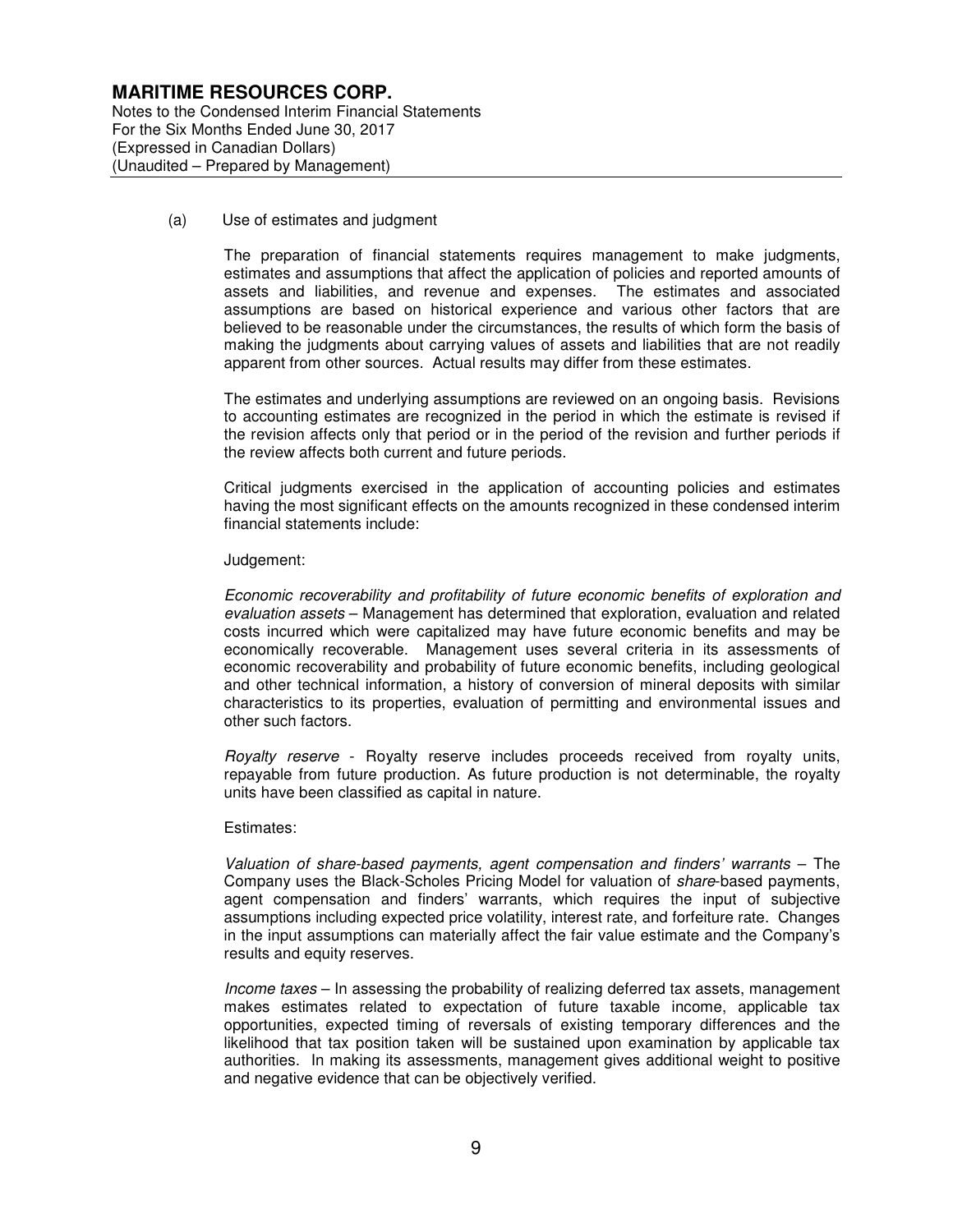(a) Use of estimates and judgment

The preparation of financial statements requires management to make judgments, estimates and assumptions that affect the application of policies and reported amounts of assets and liabilities, and revenue and expenses. The estimates and associated assumptions are based on historical experience and various other factors that are believed to be reasonable under the circumstances, the results of which form the basis of making the judgments about carrying values of assets and liabilities that are not readily apparent from other sources. Actual results may differ from these estimates.

The estimates and underlying assumptions are reviewed on an ongoing basis. Revisions to accounting estimates are recognized in the period in which the estimate is revised if the revision affects only that period or in the period of the revision and further periods if the review affects both current and future periods.

Critical judgments exercised in the application of accounting policies and estimates having the most significant effects on the amounts recognized in these condensed interim financial statements include:

Judgement:

*Economic recoverability and profitability of future economic benefits of exploration and evaluation assets* – Management has determined that exploration, evaluation and related costs incurred which were capitalized may have future economic benefits and may be economically recoverable. Management uses several criteria in its assessments of economic recoverability and probability of future economic benefits, including geological and other technical information, a history of conversion of mineral deposits with similar characteristics to its properties, evaluation of permitting and environmental issues and other such factors.

*Royalty reserve* - Royalty reserve includes proceeds received from royalty units, repayable from future production. As future production is not determinable, the royalty units have been classified as capital in nature.

Estimates:

*Valuation of share-based payments, agent compensation and finders' warrants* – The Company uses the Black-Scholes Pricing Model for valuation of *share*-based payments, agent compensation and finders' warrants, which requires the input of subjective assumptions including expected price volatility, interest rate, and forfeiture rate. Changes in the input assumptions can materially affect the fair value estimate and the Company's results and equity reserves.

*Income taxes* – In assessing the probability of realizing deferred tax assets, management makes estimates related to expectation of future taxable income, applicable tax opportunities, expected timing of reversals of existing temporary differences and the likelihood that tax position taken will be sustained upon examination by applicable tax authorities. In making its assessments, management gives additional weight to positive and negative evidence that can be objectively verified.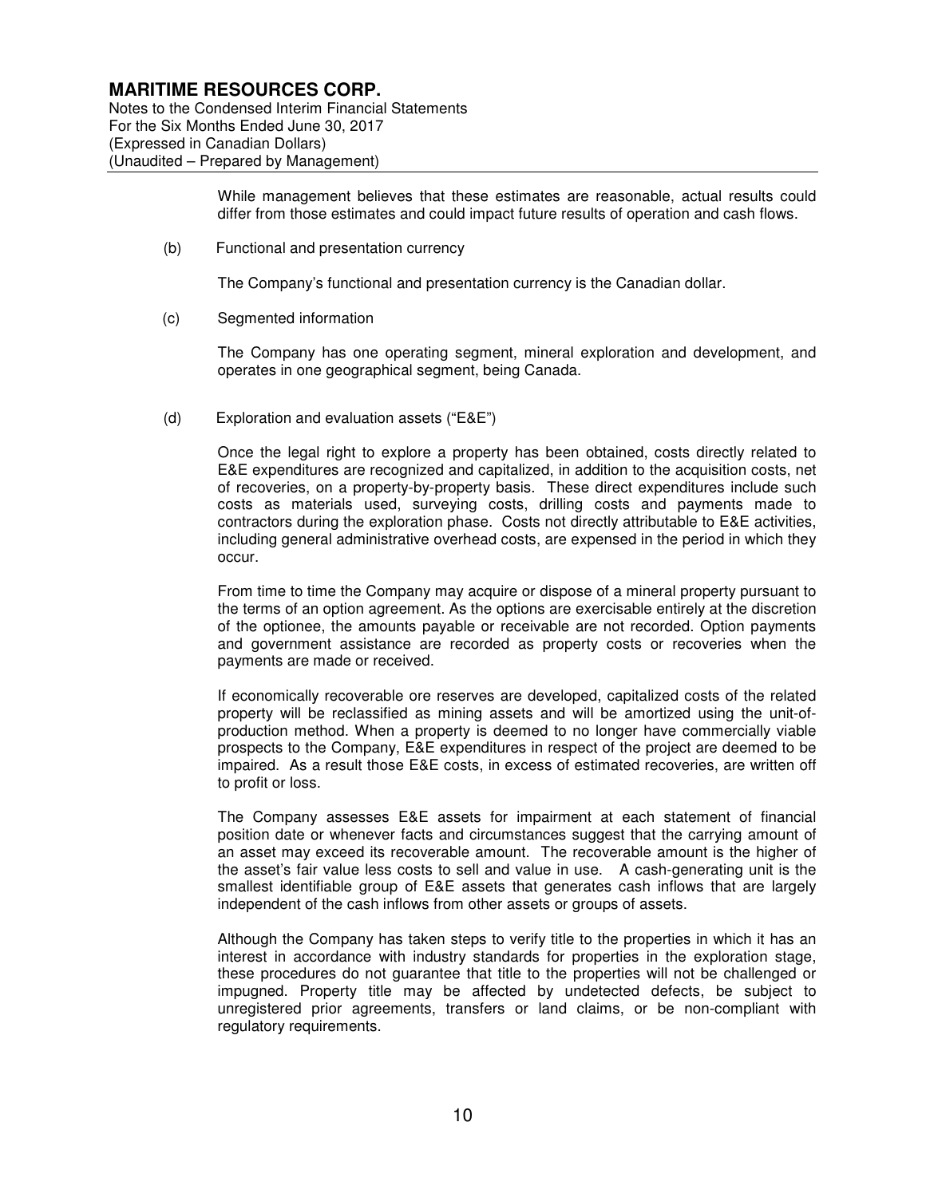While management believes that these estimates are reasonable, actual results could differ from those estimates and could impact future results of operation and cash flows.

(b) Functional and presentation currency

The Company's functional and presentation currency is the Canadian dollar.

(c) Segmented information

The Company has one operating segment, mineral exploration and development, and operates in one geographical segment, being Canada.

(d) Exploration and evaluation assets ("E&E")

Once the legal right to explore a property has been obtained, costs directly related to E&E expenditures are recognized and capitalized, in addition to the acquisition costs, net of recoveries, on a property-by-property basis. These direct expenditures include such costs as materials used, surveying costs, drilling costs and payments made to contractors during the exploration phase. Costs not directly attributable to E&E activities, including general administrative overhead costs, are expensed in the period in which they occur.

From time to time the Company may acquire or dispose of a mineral property pursuant to the terms of an option agreement. As the options are exercisable entirely at the discretion of the optionee, the amounts payable or receivable are not recorded. Option payments and government assistance are recorded as property costs or recoveries when the payments are made or received.

If economically recoverable ore reserves are developed, capitalized costs of the related property will be reclassified as mining assets and will be amortized using the unit-of-production method. When a property is deemed to no longer have commercially viable prospects to the Company, E&E expenditures in respect of the project are deemed to be impaired. As a result those E&E costs, in excess of estimated recoveries, are written off to profit or loss.

The Company assesses E&E assets for impairment at each statement of financial position date or whenever facts and circumstances suggest that the carrying amount of an asset may exceed its recoverable amount. The recoverable amount is the higher of the asset's fair value less costs to sell and value in use. A cash-generating unit is the smallest identifiable group of E&E assets that generates cash inflows that are largely independent of the cash inflows from other assets or groups of assets.

Although the Company has taken steps to verify title to the properties in which it has an interest in accordance with industry standards for properties in the exploration stage, these procedures do not guarantee that title to the properties will not be challenged or impugned. Property title may be affected by undetected defects, be subject to unregistered prior agreements, transfers or land claims, or be non-compliant with regulatory requirements.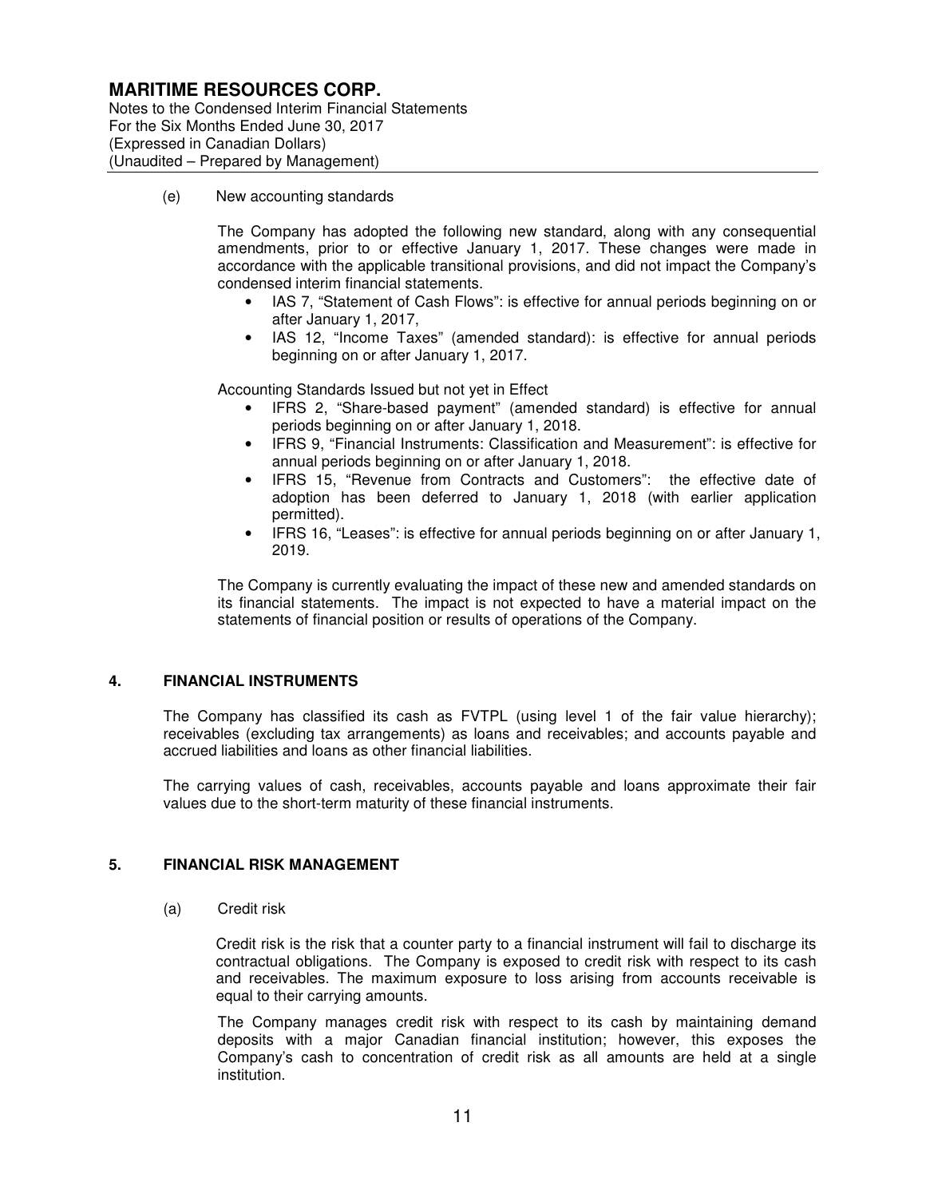(e) New accounting standards

The Company has adopted the following new standard, along with any consequential amendments, prior to or effective January 1, 2017. These changes were made in accordance with the applicable transitional provisions, and did not impact the Company's condensed interim financial statements.

- IAS 7, "Statement of Cash Flows": is effective for annual periods beginning on or after January 1, 2017,
- IAS 12, "Income Taxes" (amended standard): is effective for annual periods beginning on or after January 1, 2017.

Accounting Standards Issued but not yet in Effect

- IFRS 2, "Share-based payment" (amended standard) is effective for annual periods beginning on or after January 1, 2018.
- IFRS 9, "Financial Instruments: Classification and Measurement": is effective for annual periods beginning on or after January 1, 2018.
- IFRS 15, "Revenue from Contracts and Customers": the effective date of adoption has been deferred to January 1, 2018 (with earlier application permitted).
- IFRS 16, "Leases": is effective for annual periods beginning on or after January 1, 2019.

The Company is currently evaluating the impact of these new and amended standards on its financial statements. The impact is not expected to have a material impact on the statements of financial position or results of operations of the Company.

## 4. FINANCIAL INSTRUMENTS

The Company has classified its cash as FVTPL (using level 1 of the fair value hierarchy); receivables (excluding tax arrangements) as loans and receivables; and accounts payable and accrued liabilities and loans as other financial liabilities.

The carrying values of cash, receivables, accounts payable and loans approximate their fair values due to the short-term maturity of these financial instruments.

## 5. FINANCIAL RISK MANAGEMENT

(a) Credit risk

Credit risk is the risk that a counter party to a financial instrument will fail to discharge its contractual obligations. The Company is exposed to credit risk with respect to its cash and receivables. The maximum exposure to loss arising from accounts receivable is equal to their carrying amounts.

The Company manages credit risk with respect to its cash by maintaining demand deposits with a major Canadian financial institution; however, this exposes the Company's cash to concentration of credit risk as all amounts are held at a single institution.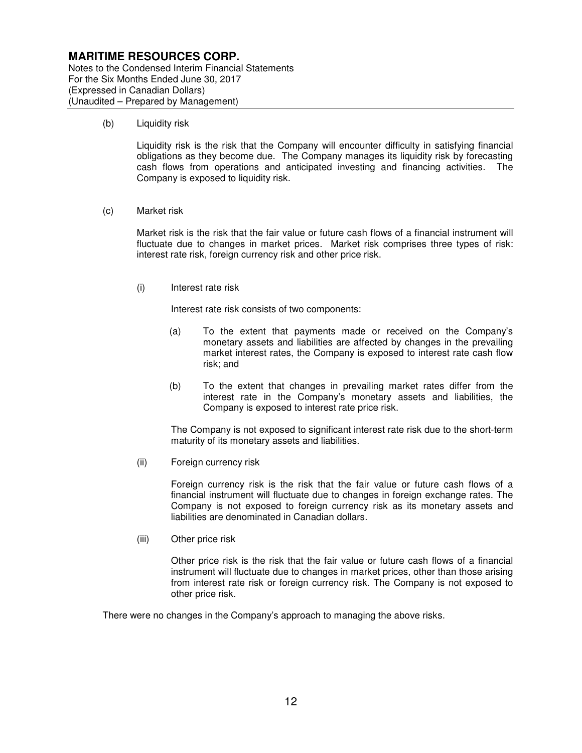(b) Liquidity risk

Liquidity risk is the risk that the Company will encounter difficulty in satisfying financial obligations as they become due. The Company manages its liquidity risk by forecasting cash flows from operations and anticipated investing and financing activities. The Company is exposed to liquidity risk.

(c) Market risk

Market risk is the risk that the fair value or future cash flows of a financial instrument will fluctuate due to changes in market prices. Market risk comprises three types of risk: interest rate risk, foreign currency risk and other price risk.

(i) Interest rate risk

Interest rate risk consists of two components:

(a) To the extent that payments made or received on the Company's monetary assets and liabilities are affected by changes in the prevailing market interest rates, the Company is exposed to interest rate cash flow risk; and

(b) To the extent that changes in prevailing market rates differ from the interest rate in the Company's monetary assets and liabilities, the Company is exposed to interest rate price risk.

The Company is not exposed to significant interest rate risk due to the short-term maturity of its monetary assets and liabilities.

(ii) Foreign currency risk

Foreign currency risk is the risk that the fair value or future cash flows of a financial instrument will fluctuate due to changes in foreign exchange rates. The Company is not exposed to foreign currency risk as its monetary assets and liabilities are denominated in Canadian dollars.

(iii) Other price risk

Other price risk is the risk that the fair value or future cash flows of a financial instrument will fluctuate due to changes in market prices, other than those arising from interest rate risk or foreign currency risk. The Company is not exposed to other price risk.

There were no changes in the Company's approach to managing the above risks.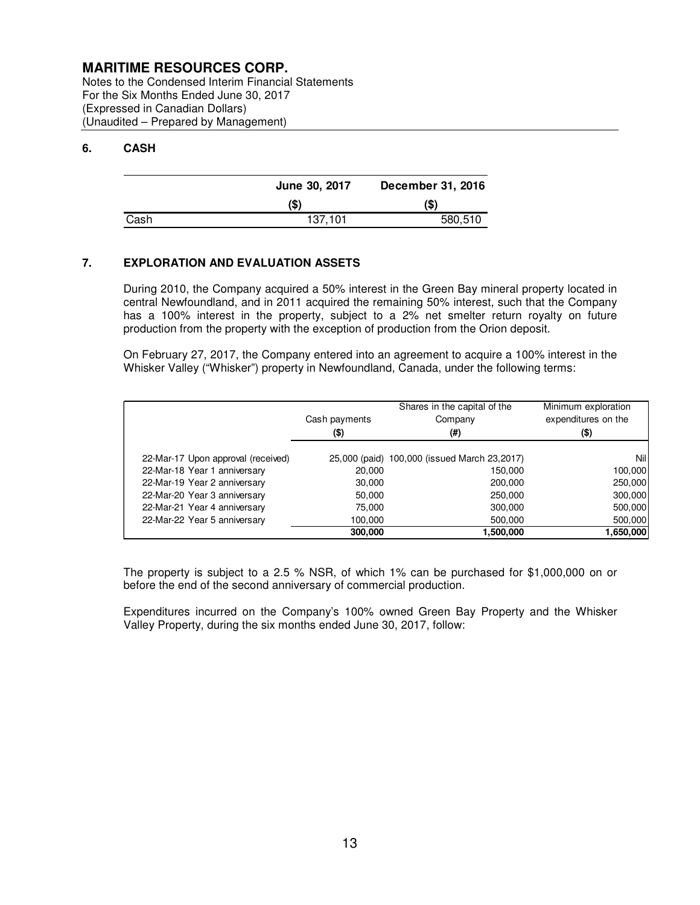## 6. CASH

| | June 30, 2017 | December 31, 2016 |
|---|---|---|
| | ($) | ($) |
| Cash | 137,101 | 580,510 |

## 7. EXPLORATION AND EVALUATION ASSETS

During 2010, the Company acquired a 50% interest in the Green Bay mineral property located in central Newfoundland, and in 2011 acquired the remaining 50% interest, such that the Company has a 100% interest in the property, subject to a 2% net smelter return royalty on future production from the property with the exception of production from the Orion deposit.

On February 27, 2017, the Company entered into an agreement to acquire a 100% interest in the Whisker Valley ("Whisker") property in Newfoundland, Canada, under the following terms:

| | Cash payments ($) | Shares in the capital of the Company (#) | Minimum exploration expenditures on the ($) |
|---|---|---|---|
| 22-Mar-17 Upon approval (received) | 25,000 (paid) | 100,000 (issued March 23,2017) | Nil |
| 22-Mar-18 Year 1 anniversary | 20,000 | 150,000 | 100,000 |
| 22-Mar-19 Year 2 anniversary | 30,000 | 200,000 | 250,000 |
| 22-Mar-20 Year 3 anniversary | 50,000 | 250,000 | 300,000 |
| 22-Mar-21 Year 4 anniversary | 75,000 | 300,000 | 500,000 |
| 22-Mar-22 Year 5 anniversary | 100,000 | 500,000 | 500,000 |
| | **300,000** | **1,500,000** | **1,650,000** |

The property is subject to a 2.5 % NSR, of which 1% can be purchased for $1,000,000 on or before the end of the second anniversary of commercial production.

Expenditures incurred on the Company's 100% owned Green Bay Property and the Whisker Valley Property, during the six months ended June 30, 2017, follow: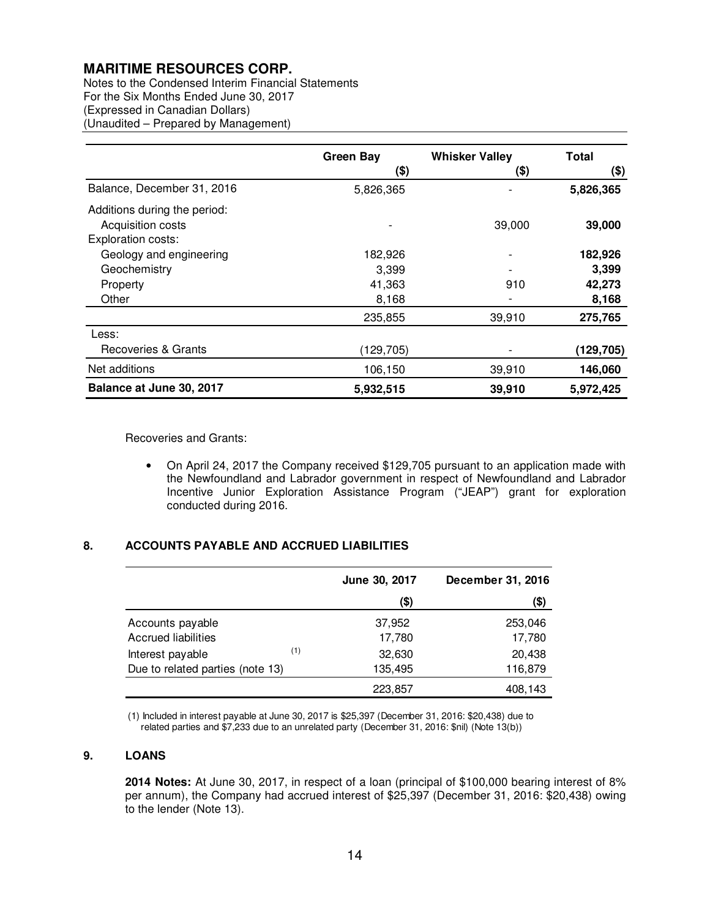**MARITIME RESOURCES CORP.**
Notes to the Condensed Interim Financial Statements
For the Six Months Ended June 30, 2017
(Expressed in Canadian Dollars)
(Unaudited – Prepared by Management)

| | Green Bay ($) | Whisker Valley ($) | Total ($) |
|---|---|---|---|
| Balance, December 31, 2016 | 5,826,365 | - | **5,826,365** |
| Additions during the period: | | | |
| Acquisition costs | - | 39,000 | **39,000** |
| Exploration costs: | | | |
| Geology and engineering | 182,926 | - | **182,926** |
| Geochemistry | 3,399 | - | **3,399** |
| Property | 41,363 | 910 | **42,273** |
| Other | 8,168 | - | **8,168** |
| | 235,855 | 39,910 | **275,765** |
| Less: | | | |
| Recoveries & Grants | (129,705) | - | **(129,705)** |
| Net additions | 106,150 | 39,910 | **146,060** |
| **Balance at June 30, 2017** | **5,932,515** | **39,910** | **5,972,425** |

Recoveries and Grants:

- On April 24, 2017 the Company received $129,705 pursuant to an application made with the Newfoundland and Labrador government in respect of Newfoundland and Labrador Incentive Junior Exploration Assistance Program ("JEAP") grant for exploration conducted during 2016.

## 8. ACCOUNTS PAYABLE AND ACCRUED LIABILITIES

| | June 30, 2017 ($) | December 31, 2016 ($) |
|---|---|---|
| Accounts payable | 37,952 | 253,046 |
| Accrued liabilities | 17,780 | 17,780 |
| Interest payable (1) | 32,630 | 20,438 |
| Due to related parties (note 13) | 135,495 | 116,879 |
| | 223,857 | 408,143 |

(1) Included in interest payable at June 30, 2017 is $25,397 (December 31, 2016: $20,438) due to related parties and $7,233 due to an unrelated party (December 31, 2016: $nil) (Note 13(b))

## 9. LOANS

**2014 Notes:** At June 30, 2017, in respect of a loan (principal of $100,000 bearing interest of 8% per annum), the Company had accrued interest of $25,397 (December 31, 2016: $20,438) owing to the lender (Note 13).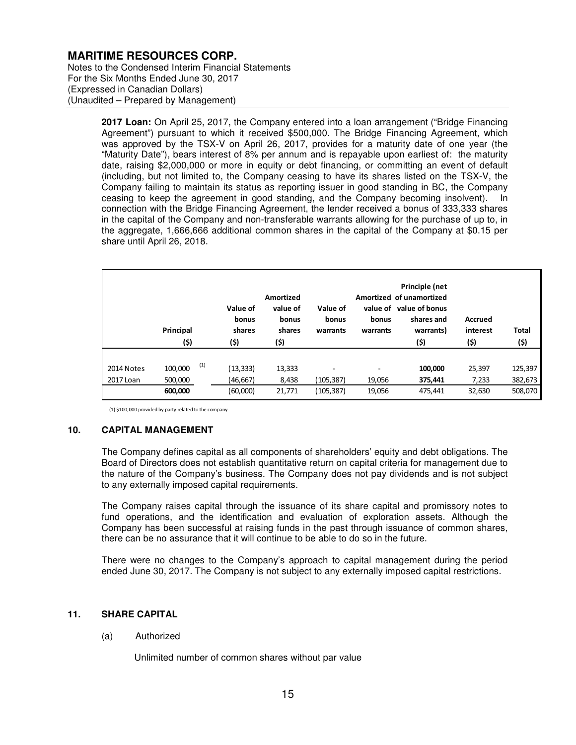**2017 Loan:** On April 25, 2017, the Company entered into a loan arrangement ("Bridge Financing Agreement") pursuant to which it received $500,000. The Bridge Financing Agreement, which was approved by the TSX-V on April 26, 2017, provides for a maturity date of one year (the "Maturity Date"), bears interest of 8% per annum and is repayable upon earliest of: the maturity date, raising $2,000,000 or more in equity or debt financing, or committing an event of default (including, but not limited to, the Company ceasing to have its shares listed on the TSX-V, the Company failing to maintain its status as reporting issuer in good standing in BC, the Company ceasing to keep the agreement in good standing, and the Company becoming insolvent). In connection with the Bridge Financing Agreement, the lender received a bonus of 333,333 shares in the capital of the Company and non-transferable warrants allowing for the purchase of up to, in the aggregate, 1,666,666 additional common shares in the capital of the Company at $0.15 per share until April 26, 2018.

| | Principal ($) | Value of bonus shares ($) | Amortized value of bonus shares ($) | Value of bonus warrants | Amortized value of bonus warrants | Principle (net of unamortized value of bonus shares and warrants) ($) | Accrued interest ($) | Total ($) |
|---|---|---|---|---|---|---|---|---|
| 2014 Notes | 100,000 [1] | (13,333) | 13,333 | - | - | **100,000** | 25,397 | 125,397 |
| 2017 Loan | 500,000 | (46,667) | 8,438 | (105,387) | 19,056 | **375,441** | 7,233 | 382,673 |
| | **600,000** | (60,000) | 21,771 | (105,387) | 19,056 | 475,441 | 32,630 | 508,070 |

(1) $100,000 provided by party related to the company

## 10. CAPITAL MANAGEMENT

The Company defines capital as all components of shareholders' equity and debt obligations. The Board of Directors does not establish quantitative return on capital criteria for management due to the nature of the Company's business. The Company does not pay dividends and is not subject to any externally imposed capital requirements.

The Company raises capital through the issuance of its share capital and promissory notes to fund operations, and the identification and evaluation of exploration assets. Although the Company has been successful at raising funds in the past through issuance of common shares, there can be no assurance that it will continue to be able to do so in the future.

There were no changes to the Company's approach to capital management during the period ended June 30, 2017. The Company is not subject to any externally imposed capital restrictions.

## 11. SHARE CAPITAL

(a) Authorized

Unlimited number of common shares without par value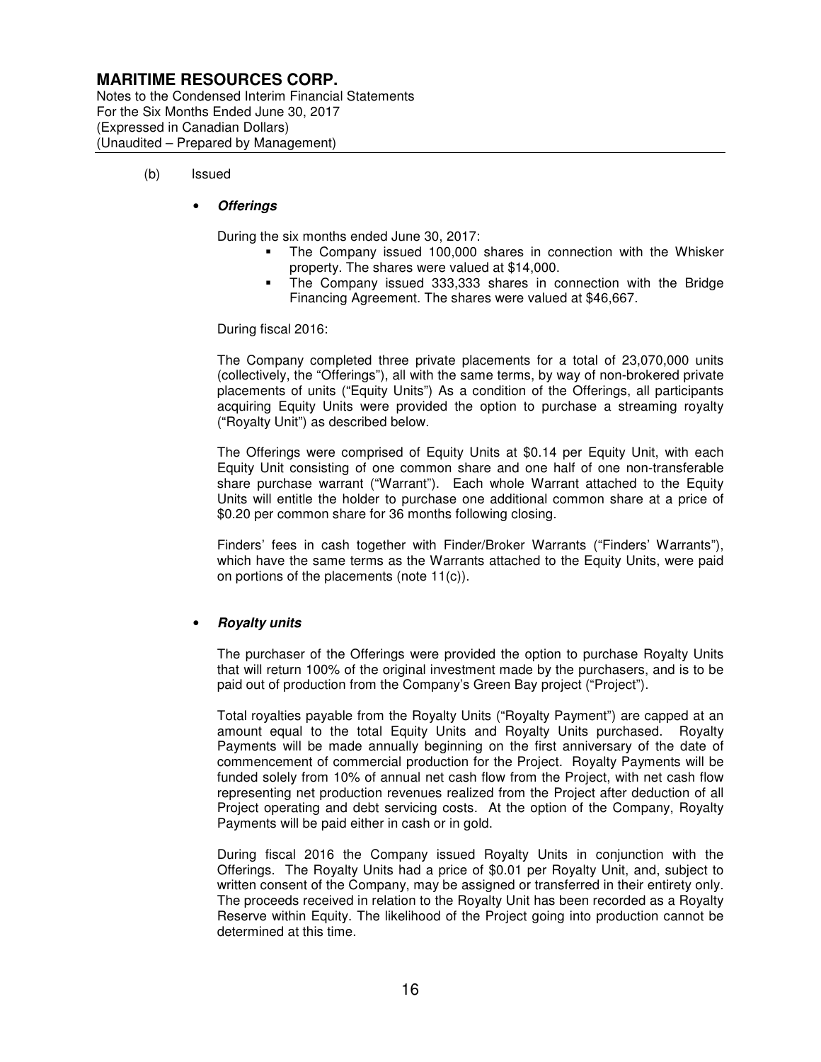(b) Issued

- ***Offerings***

During the six months ended June 30, 2017:

- The Company issued 100,000 shares in connection with the Whisker property. The shares were valued at $14,000.
- The Company issued 333,333 shares in connection with the Bridge Financing Agreement. The shares were valued at $46,667.

During fiscal 2016:

The Company completed three private placements for a total of 23,070,000 units (collectively, the "Offerings"), all with the same terms, by way of non-brokered private placements of units ("Equity Units") As a condition of the Offerings, all participants acquiring Equity Units were provided the option to purchase a streaming royalty ("Royalty Unit") as described below.

The Offerings were comprised of Equity Units at $0.14 per Equity Unit, with each Equity Unit consisting of one common share and one half of one non-transferable share purchase warrant ("Warrant"). Each whole Warrant attached to the Equity Units will entitle the holder to purchase one additional common share at a price of $0.20 per common share for 36 months following closing.

Finders' fees in cash together with Finder/Broker Warrants ("Finders' Warrants"), which have the same terms as the Warrants attached to the Equity Units, were paid on portions of the placements (note 11(c)).

- ***Royalty units***

The purchaser of the Offerings were provided the option to purchase Royalty Units that will return 100% of the original investment made by the purchasers, and is to be paid out of production from the Company's Green Bay project ("Project").

Total royalties payable from the Royalty Units ("Royalty Payment") are capped at an amount equal to the total Equity Units and Royalty Units purchased. Royalty Payments will be made annually beginning on the first anniversary of the date of commencement of commercial production for the Project. Royalty Payments will be funded solely from 10% of annual net cash flow from the Project, with net cash flow representing net production revenues realized from the Project after deduction of all Project operating and debt servicing costs. At the option of the Company, Royalty Payments will be paid either in cash or in gold.

During fiscal 2016 the Company issued Royalty Units in conjunction with the Offerings. The Royalty Units had a price of $0.01 per Royalty Unit, and, subject to written consent of the Company, may be assigned or transferred in their entirety only. The proceeds received in relation to the Royalty Unit has been recorded as a Royalty Reserve within Equity. The likelihood of the Project going into production cannot be determined at this time.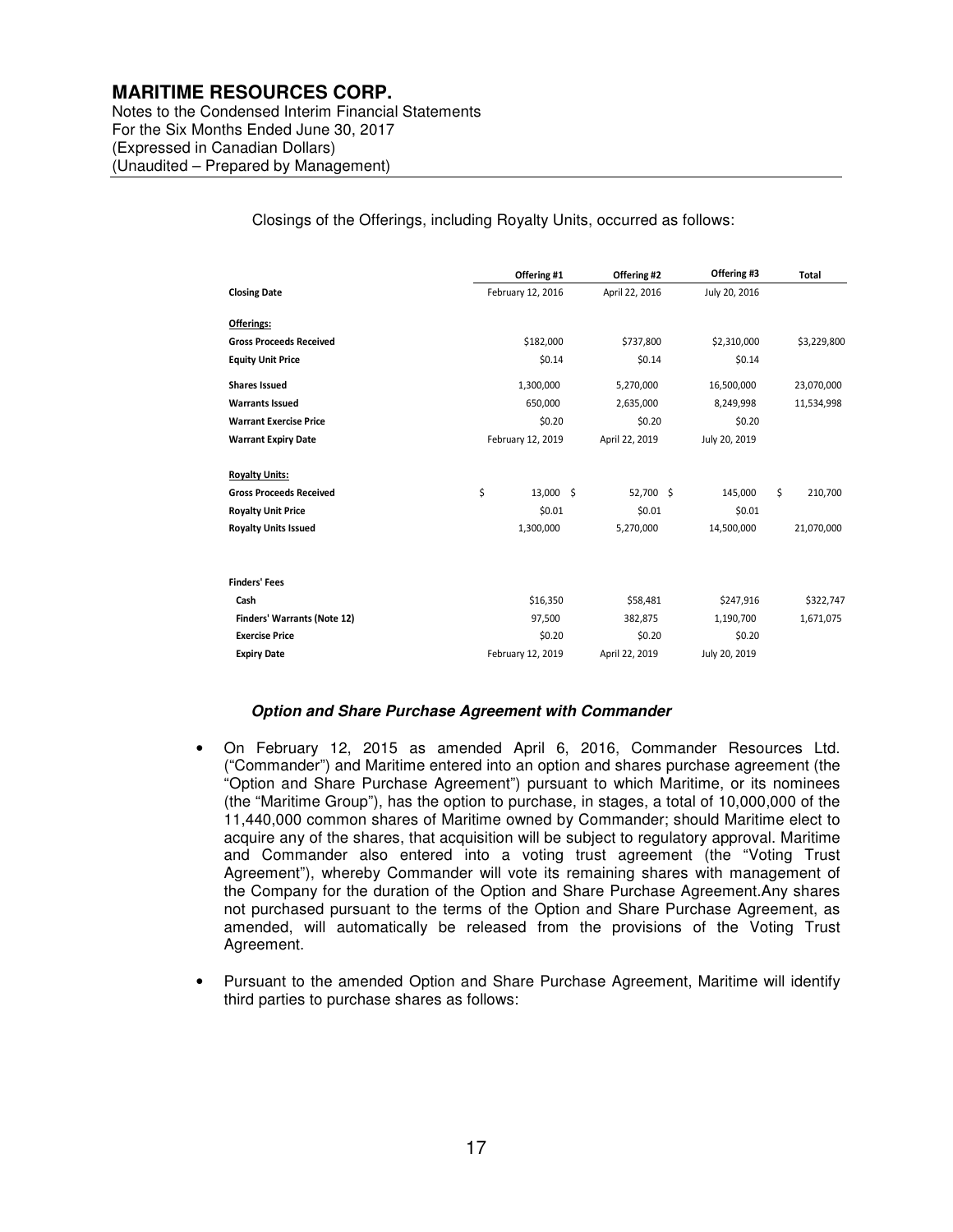Closings of the Offerings, including Royalty Units, occurred as follows:

| | Offering #1 | Offering #2 | Offering #3 | Total |
|---|---|---|---|---|
| **Closing Date** | February 12, 2016 | April 22, 2016 | July 20, 2016 | |
| **Offerings:** | | | | |
| **Gross Proceeds Received** | $182,000 | $737,800 | $2,310,000 | $3,229,800 |
| **Equity Unit Price** | $0.14 | $0.14 | $0.14 | |
| **Shares Issued** | 1,300,000 | 5,270,000 | 16,500,000 | 23,070,000 |
| **Warrants Issued** | 650,000 | 2,635,000 | 8,249,998 | 11,534,998 |
| **Warrant Exercise Price** | $0.20 | $0.20 | $0.20 | |
| **Warrant Expiry Date** | February 12, 2019 | April 22, 2019 | July 20, 2019 | |
| **Royalty Units:** | | | | |
| **Gross Proceeds Received** | $ 13,000 | $ 52,700 | $ 145,000 | $ 210,700 |
| **Royalty Unit Price** | $0.01 | $0.01 | $0.01 | |
| **Royalty Units Issued** | 1,300,000 | 5,270,000 | 14,500,000 | 21,070,000 |
| **Finders' Fees** | | | | |
| **Cash** | $16,350 | $58,481 | $247,916 | $322,747 |
| **Finders' Warrants (Note 12)** | 97,500 | 382,875 | 1,190,700 | 1,671,075 |
| **Exercise Price** | $0.20 | $0.20 | $0.20 | |
| **Expiry Date** | February 12, 2019 | April 22, 2019 | July 20, 2019 | |

***Option and Share Purchase Agreement with Commander***

- On February 12, 2015 as amended April 6, 2016, Commander Resources Ltd. ("Commander") and Maritime entered into an option and shares purchase agreement (the "Option and Share Purchase Agreement") pursuant to which Maritime, or its nominees (the "Maritime Group"), has the option to purchase, in stages, a total of 10,000,000 of the 11,440,000 common shares of Maritime owned by Commander; should Maritime elect to acquire any of the shares, that acquisition will be subject to regulatory approval. Maritime and Commander also entered into a voting trust agreement (the "Voting Trust Agreement"), whereby Commander will vote its remaining shares with management of the Company for the duration of the Option and Share Purchase Agreement.Any shares not purchased pursuant to the terms of the Option and Share Purchase Agreement, as amended, will automatically be released from the provisions of the Voting Trust Agreement.

- Pursuant to the amended Option and Share Purchase Agreement, Maritime will identify third parties to purchase shares as follows: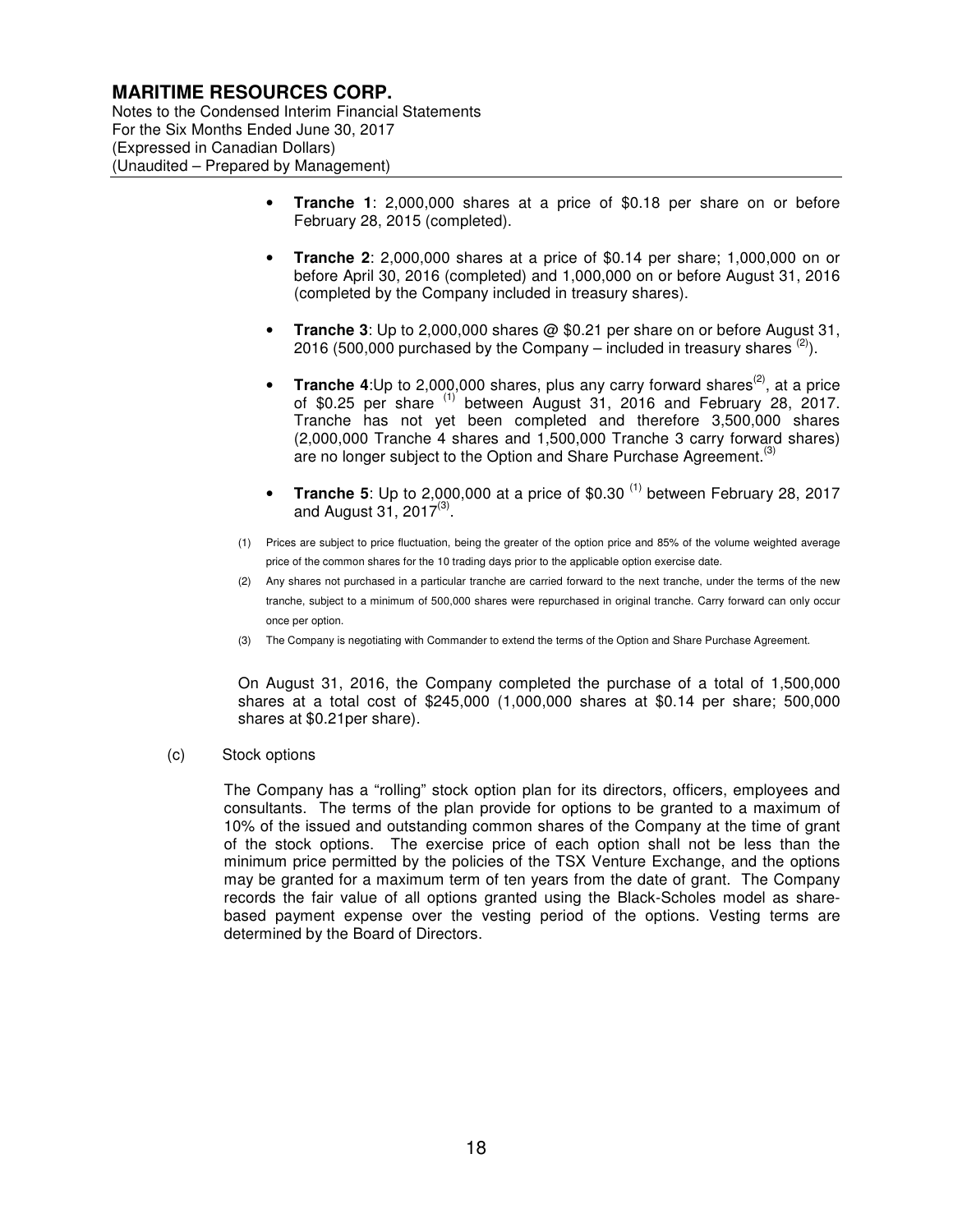- **Tranche 1**: 2,000,000 shares at a price of $0.18 per share on or before February 28, 2015 (completed).
- **Tranche 2**: 2,000,000 shares at a price of $0.14 per share; 1,000,000 on or before April 30, 2016 (completed) and 1,000,000 on or before August 31, 2016 (completed by the Company included in treasury shares).
- **Tranche 3**: Up to 2,000,000 shares @ $0.21 per share on or before August 31, 2016 (500,000 purchased by the Company – included in treasury shares [(2)]).
- **Tranche 4**:Up to 2,000,000 shares, plus any carry forward shares[(2)], at a price of $0.25 per share [(1)] between August 31, 2016 and February 28, 2017. Tranche has not yet been completed and therefore 3,500,000 shares (2,000,000 Tranche 4 shares and 1,500,000 Tranche 3 carry forward shares) are no longer subject to the Option and Share Purchase Agreement.[(3)]
- **Tranche 5**: Up to 2,000,000 at a price of $0.30 [(1)] between February 28, 2017 and August 31, 2017[(3)].

(1) Prices are subject to price fluctuation, being the greater of the option price and 85% of the volume weighted average price of the common shares for the 10 trading days prior to the applicable option exercise date.

(2) Any shares not purchased in a particular tranche are carried forward to the next tranche, under the terms of the new tranche, subject to a minimum of 500,000 shares were repurchased in original tranche. Carry forward can only occur once per option.

(3) The Company is negotiating with Commander to extend the terms of the Option and Share Purchase Agreement.

On August 31, 2016, the Company completed the purchase of a total of 1,500,000 shares at a total cost of $245,000 (1,000,000 shares at $0.14 per share; 500,000 shares at $0.21per share).

(c) Stock options

The Company has a "rolling" stock option plan for its directors, officers, employees and consultants. The terms of the plan provide for options to be granted to a maximum of 10% of the issued and outstanding common shares of the Company at the time of grant of the stock options. The exercise price of each option shall not be less than the minimum price permitted by the policies of the TSX Venture Exchange, and the options may be granted for a maximum term of ten years from the date of grant. The Company records the fair value of all options granted using the Black-Scholes model as share-based payment expense over the vesting period of the options. Vesting terms are determined by the Board of Directors.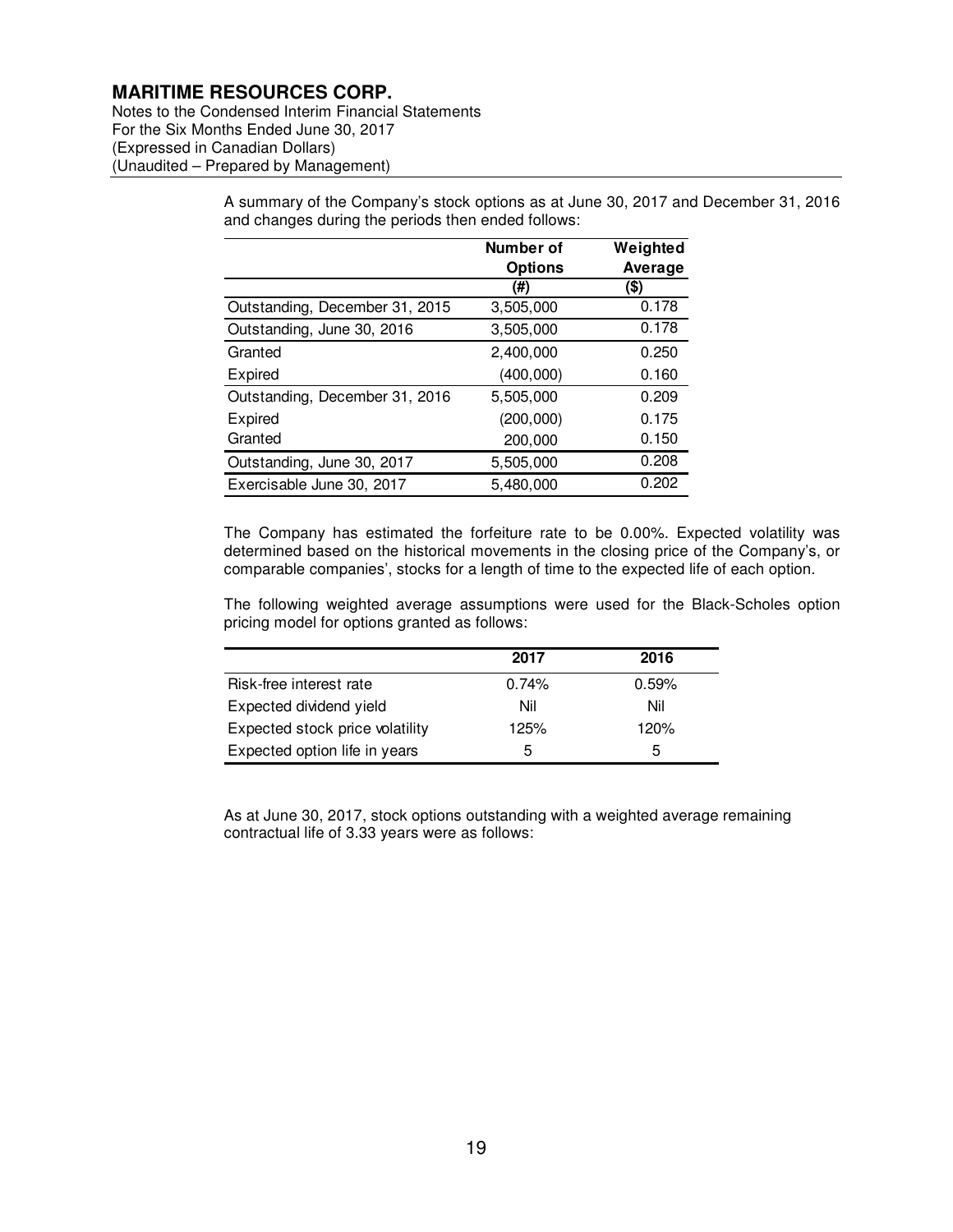A summary of the Company's stock options as at June 30, 2017 and December 31, 2016 and changes during the periods then ended follows:

| | Number of Options | Weighted Average |
|---|---|---|
| | (#) | ($) |
| Outstanding, December 31, 2015 | 3,505,000 | 0.178 |
| Outstanding, June 30, 2016 | 3,505,000 | 0.178 |
| Granted | 2,400,000 | 0.250 |
| Expired | (400,000) | 0.160 |
| Outstanding, December 31, 2016 | 5,505,000 | 0.209 |
| Expired | (200,000) | 0.175 |
| Granted | 200,000 | 0.150 |
| Outstanding, June 30, 2017 | 5,505,000 | 0.208 |
| Exercisable June 30, 2017 | 5,480,000 | 0.202 |

The Company has estimated the forfeiture rate to be 0.00%. Expected volatility was determined based on the historical movements in the closing price of the Company's, or comparable companies', stocks for a length of time to the expected life of each option.

The following weighted average assumptions were used for the Black-Scholes option pricing model for options granted as follows:

| | 2017 | 2016 |
|---|---|---|
| Risk-free interest rate | 0.74% | 0.59% |
| Expected dividend yield | Nil | Nil |
| Expected stock price volatility | 125% | 120% |
| Expected option life in years | 5 | 5 |

As at June 30, 2017, stock options outstanding with a weighted average remaining contractual life of 3.33 years were as follows: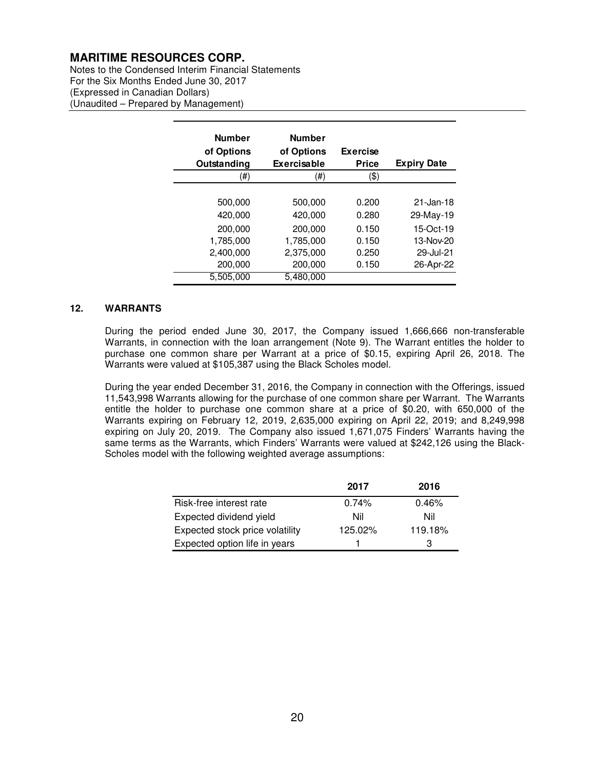| Number of Options Outstanding | Number of Options Exercisable | Exercise Price | Expiry Date |
|---|---|---|---|
| (#) | (#) | ($) | |
| 500,000 | 500,000 | 0.200 | 21-Jan-18 |
| 420,000 | 420,000 | 0.280 | 29-May-19 |
| 200,000 | 200,000 | 0.150 | 15-Oct-19 |
| 1,785,000 | 1,785,000 | 0.150 | 13-Nov-20 |
| 2,400,000 | 2,375,000 | 0.250 | 29-Jul-21 |
| 200,000 | 200,000 | 0.150 | 26-Apr-22 |
| 5,505,000 | 5,480,000 | | |

## 12. WARRANTS

During the period ended June 30, 2017, the Company issued 1,666,666 non-transferable Warrants, in connection with the loan arrangement (Note 9). The Warrant entitles the holder to purchase one common share per Warrant at a price of $0.15, expiring April 26, 2018. The Warrants were valued at $105,387 using the Black Scholes model.

During the year ended December 31, 2016, the Company in connection with the Offerings, issued 11,543,998 Warrants allowing for the purchase of one common share per Warrant. The Warrants entitle the holder to purchase one common share at a price of $0.20, with 650,000 of the Warrants expiring on February 12, 2019, 2,635,000 expiring on April 22, 2019; and 8,249,998 expiring on July 20, 2019. The Company also issued 1,671,075 Finders' Warrants having the same terms as the Warrants, which Finders' Warrants were valued at $242,126 using the Black-Scholes model with the following weighted average assumptions:

| | 2017 | 2016 |
|---|---|---|
| Risk-free interest rate | 0.74% | 0.46% |
| Expected dividend yield | Nil | Nil |
| Expected stock price volatility | 125.02% | 119.18% |
| Expected option life in years | 1 | 3 |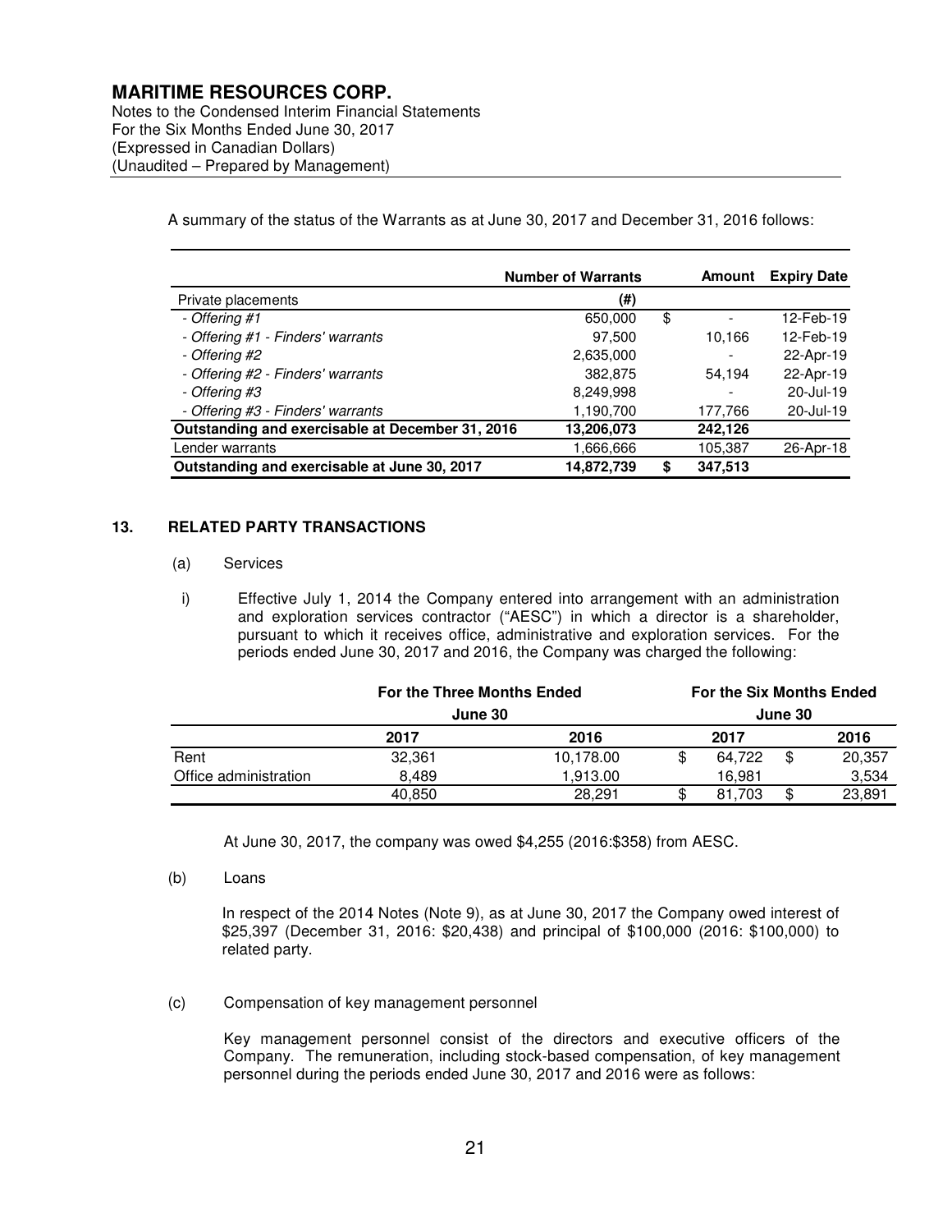A summary of the status of the Warrants as at June 30, 2017 and December 31, 2016 follows:

| | Number of Warrants | Amount | Expiry Date |
|---|---|---|---|
| Private placements | (#) | | |
| *- Offering #1* | 650,000 | $ - | 12-Feb-19 |
| *- Offering #1 - Finders' warrants* | 97,500 | 10,166 | 12-Feb-19 |
| *- Offering #2* | 2,635,000 | - | 22-Apr-19 |
| *- Offering #2 - Finders' warrants* | 382,875 | 54,194 | 22-Apr-19 |
| *- Offering #3* | 8,249,998 | - | 20-Jul-19 |
| *- Offering #3 - Finders' warrants* | 1,190,700 | 177,766 | 20-Jul-19 |
| **Outstanding and exercisable at December 31, 2016** | **13,206,073** | **242,126** | |
| Lender warrants | 1,666,666 | 105,387 | 26-Apr-18 |
| **Outstanding and exercisable at June 30, 2017** | **14,872,739** | **$ 347,513** | |

## 13. RELATED PARTY TRANSACTIONS

(a) Services

i) Effective July 1, 2014 the Company entered into arrangement with an administration and exploration services contractor ("AESC") in which a director is a shareholder, pursuant to which it receives office, administrative and exploration services. For the periods ended June 30, 2017 and 2016, the Company was charged the following:

| | For the Three Months Ended June 30 | | For the Six Months Ended June 30 | |
|---|---|---|---|---|
| | 2017 | 2016 | 2017 | 2016 |
| Rent | 32,361 | 10,178.00 | $ 64,722 | $ 20,357 |
| Office administration | 8,489 | 1,913.00 | 16,981 | 3,534 |
| | 40,850 | 28,291 | $ 81,703 | $ 23,891 |

At June 30, 2017, the company was owed $4,255 (2016:$358) from AESC.

(b) Loans

In respect of the 2014 Notes (Note 9), as at June 30, 2017 the Company owed interest of $25,397 (December 31, 2016: $20,438) and principal of $100,000 (2016: $100,000) to related party.

(c) Compensation of key management personnel

Key management personnel consist of the directors and executive officers of the Company. The remuneration, including stock-based compensation, of key management personnel during the periods ended June 30, 2017 and 2016 were as follows: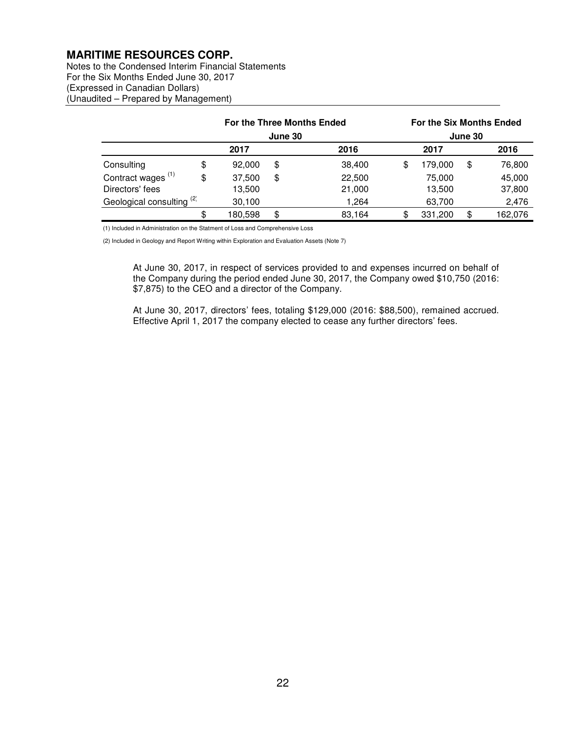# MARITIME RESOURCES CORP.

Notes to the Condensed Interim Financial Statements
For the Six Months Ended June 30, 2017
(Expressed in Canadian Dollars)
(Unaudited – Prepared by Management)

| | For the Three Months Ended June 30 | | For the Six Months Ended June 30 | |
|---|---|---|---|---|
| | 2017 | 2016 | 2017 | 2016 |
| Consulting | $ 92,000 | $ 38,400 | $ 179,000 | $ 76,800 |
| Contract wages (1) | $ 37,500 | $ 22,500 | 75,000 | 45,000 |
| Directors' fees | 13,500 | 21,000 | 13,500 | 37,800 |
| Geological consulting (2) | 30,100 | 1,264 | 63,700 | 2,476 |
| | $ 180,598 | $ 83,164 | $ 331,200 | $ 162,076 |

(1) Included in Administration on the Statment of Loss and Comprehensive Loss

(2) Included in Geology and Report Writing within Exploration and Evaluation Assets (Note 7)

At June 30, 2017, in respect of services provided to and expenses incurred on behalf of the Company during the period ended June 30, 2017, the Company owed $10,750 (2016: $7,875) to the CEO and a director of the Company.

At June 30, 2017, directors' fees, totaling $129,000 (2016: $88,500), remained accrued. Effective April 1, 2017 the company elected to cease any further directors' fees.